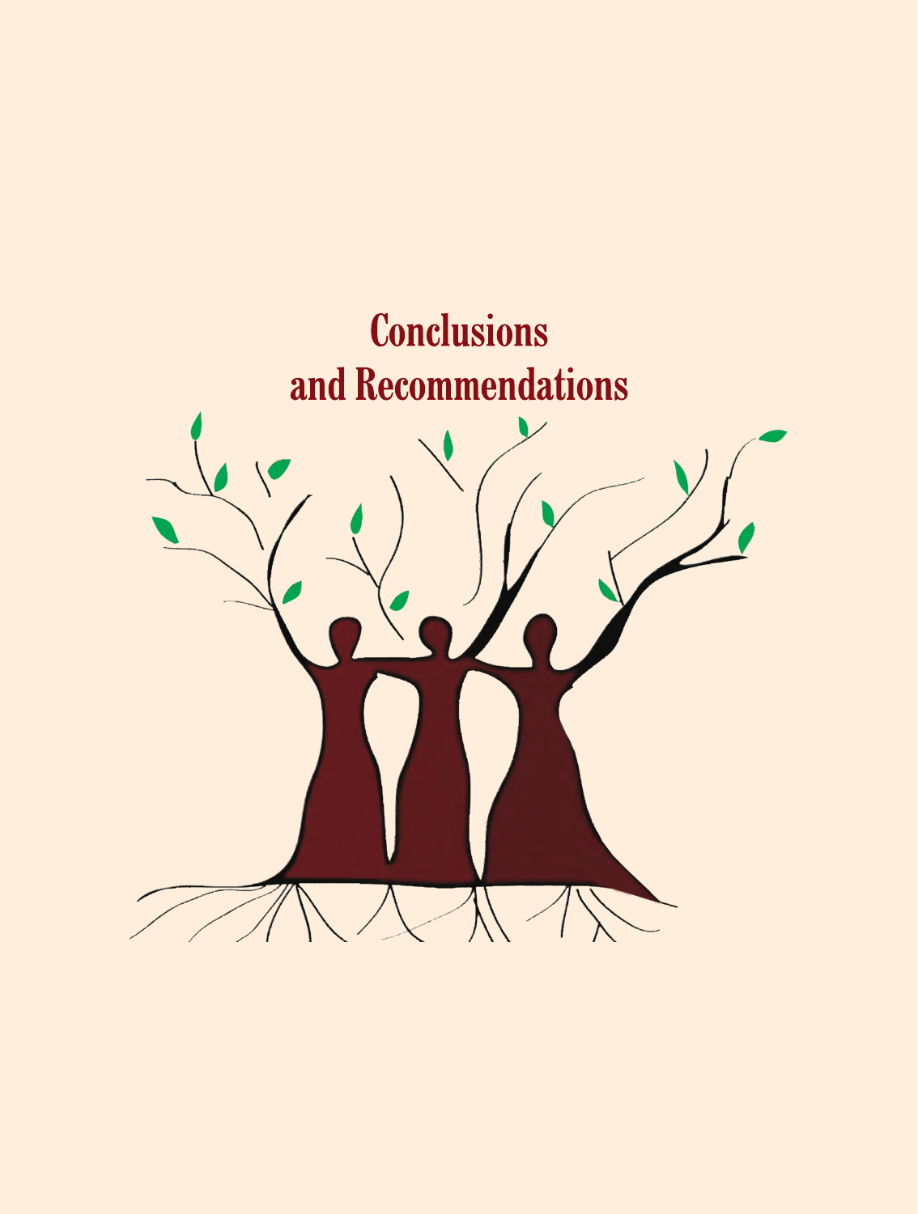# Conclusions and Recommendations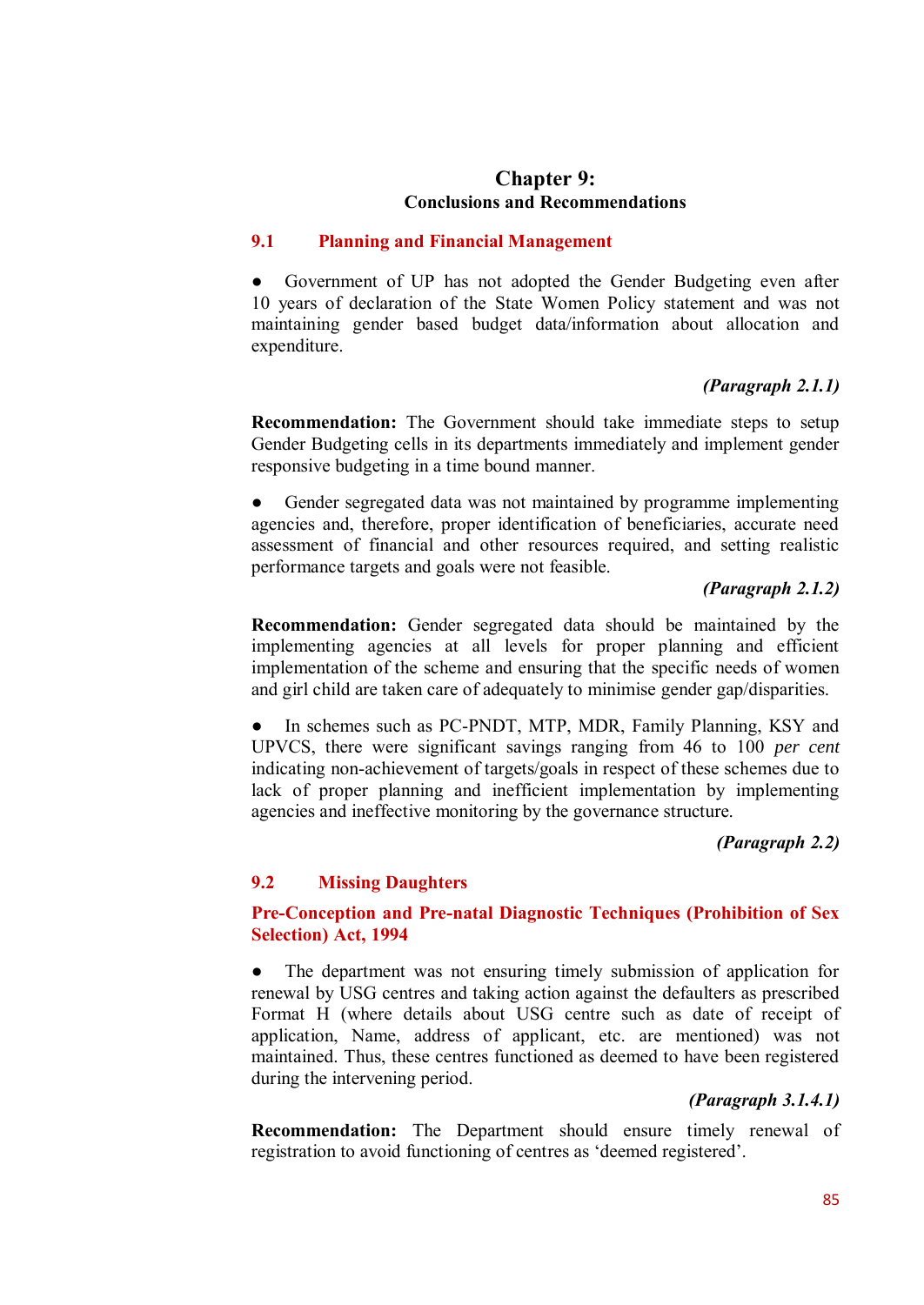# Chapter 9:
## Conclusions and Recommendations

### 9.1 Planning and Financial Management

- Government of UP has not adopted the Gender Budgeting even after 10 years of declaration of the State Women Policy statement and was not maintaining gender based budget data/information about allocation and expenditure.

***(Paragraph 2.1.1)***

**Recommendation:** The Government should take immediate steps to setup Gender Budgeting cells in its departments immediately and implement gender responsive budgeting in a time bound manner.

- Gender segregated data was not maintained by programme implementing agencies and, therefore, proper identification of beneficiaries, accurate need assessment of financial and other resources required, and setting realistic performance targets and goals were not feasible.

***(Paragraph 2.1.2)***

**Recommendation:** Gender segregated data should be maintained by the implementing agencies at all levels for proper planning and efficient implementation of the scheme and ensuring that the specific needs of women and girl child are taken care of adequately to minimise gender gap/disparities.

- In schemes such as PC-PNDT, MTP, MDR, Family Planning, KSY and UPVCS, there were significant savings ranging from 46 to 100 *per cent* indicating non-achievement of targets/goals in respect of these schemes due to lack of proper planning and inefficient implementation by implementing agencies and ineffective monitoring by the governance structure.

***(Paragraph 2.2)***

### 9.2 Missing Daughters

#### Pre-Conception and Pre-natal Diagnostic Techniques (Prohibition of Sex Selection) Act, 1994

- The department was not ensuring timely submission of application for renewal by USG centres and taking action against the defaulters as prescribed Format H (where details about USG centre such as date of receipt of application, Name, address of applicant, etc. are mentioned) was not maintained. Thus, these centres functioned as deemed to have been registered during the intervening period.

***(Paragraph 3.1.4.1)***

**Recommendation:** The Department should ensure timely renewal of registration to avoid functioning of centres as 'deemed registered'.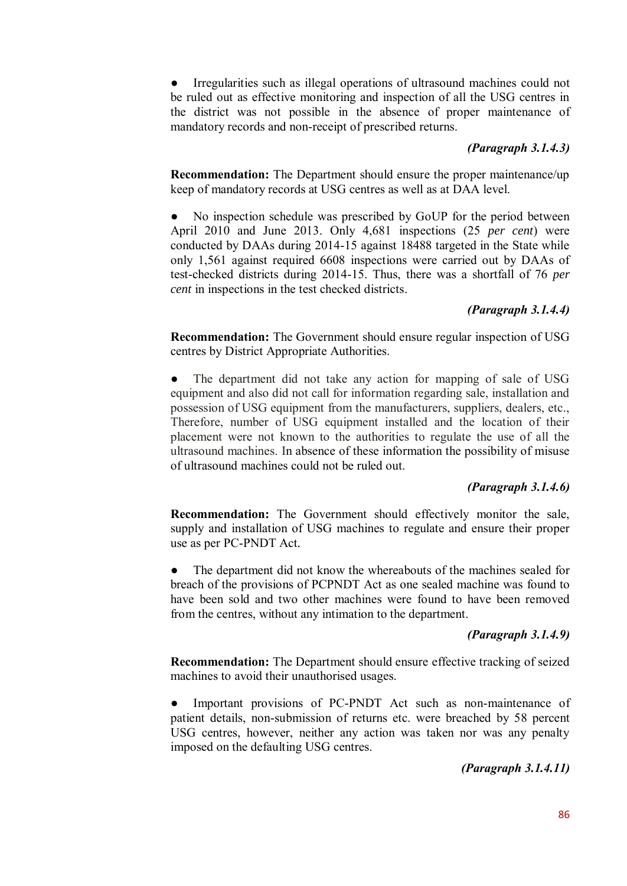- Irregularities such as illegal operations of ultrasound machines could not be ruled out as effective monitoring and inspection of all the USG centres in the district was not possible in the absence of proper maintenance of mandatory records and non-receipt of prescribed returns.

***(Paragraph 3.1.4.3)***

**Recommendation:** The Department should ensure the proper maintenance/up keep of mandatory records at USG centres as well as at DAA level.

- No inspection schedule was prescribed by GoUP for the period between April 2010 and June 2013. Only 4,681 inspections (25 *per cent*) were conducted by DAAs during 2014-15 against 18488 targeted in the State while only 1,561 against required 6608 inspections were carried out by DAAs of test-checked districts during 2014-15. Thus, there was a shortfall of 76 *per cent* in inspections in the test checked districts.

***(Paragraph 3.1.4.4)***

**Recommendation:** The Government should ensure regular inspection of USG centres by District Appropriate Authorities.

- The department did not take any action for mapping of sale of USG equipment and also did not call for information regarding sale, installation and possession of USG equipment from the manufacturers, suppliers, dealers, etc., Therefore, number of USG equipment installed and the location of their placement were not known to the authorities to regulate the use of all the ultrasound machines. In absence of these information the possibility of misuse of ultrasound machines could not be ruled out.

***(Paragraph 3.1.4.6)***

**Recommendation:** The Government should effectively monitor the sale, supply and installation of USG machines to regulate and ensure their proper use as per PC-PNDT Act.

- The department did not know the whereabouts of the machines sealed for breach of the provisions of PCPNDT Act as one sealed machine was found to have been sold and two other machines were found to have been removed from the centres, without any intimation to the department.

***(Paragraph 3.1.4.9)***

**Recommendation:** The Department should ensure effective tracking of seized machines to avoid their unauthorised usages.

- Important provisions of PC-PNDT Act such as non-maintenance of patient details, non-submission of returns etc. were breached by 58 percent USG centres, however, neither any action was taken nor was any penalty imposed on the defaulting USG centres.

***(Paragraph 3.1.4.11)***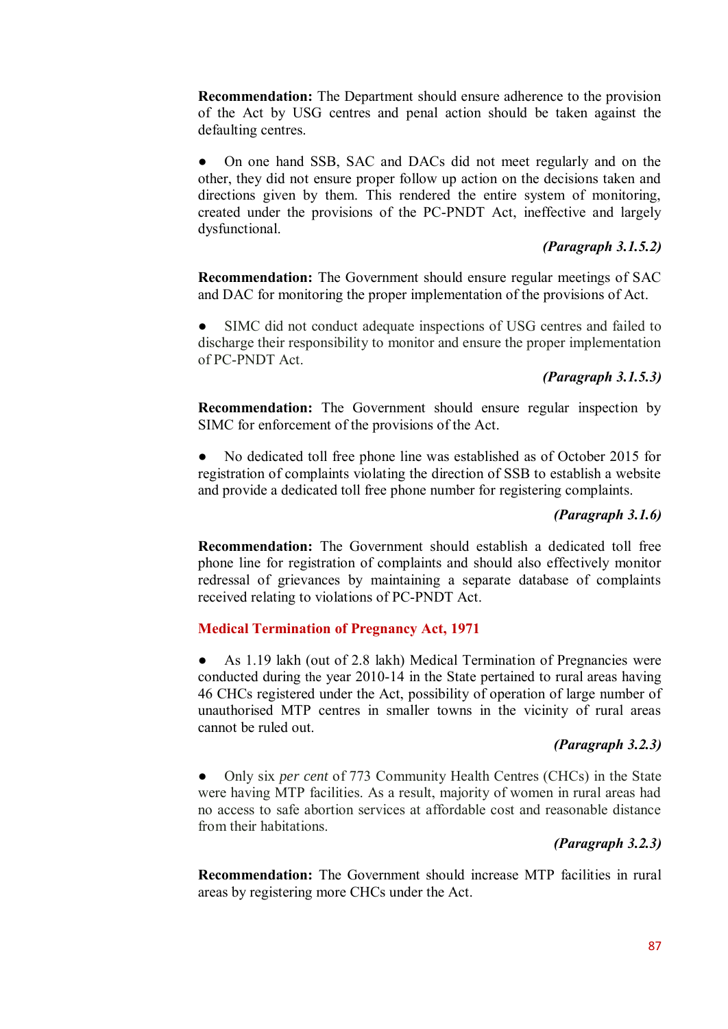**Recommendation:** The Department should ensure adherence to the provision of the Act by USG centres and penal action should be taken against the defaulting centres.

- On one hand SSB, SAC and DACs did not meet regularly and on the other, they did not ensure proper follow up action on the decisions taken and directions given by them. This rendered the entire system of monitoring, created under the provisions of the PC-PNDT Act, ineffective and largely dysfunctional.

***(Paragraph 3.1.5.2)***

**Recommendation:** The Government should ensure regular meetings of SAC and DAC for monitoring the proper implementation of the provisions of Act.

- SIMC did not conduct adequate inspections of USG centres and failed to discharge their responsibility to monitor and ensure the proper implementation of PC-PNDT Act.

***(Paragraph 3.1.5.3)***

**Recommendation:** The Government should ensure regular inspection by SIMC for enforcement of the provisions of the Act.

- No dedicated toll free phone line was established as of October 2015 for registration of complaints violating the direction of SSB to establish a website and provide a dedicated toll free phone number for registering complaints.

***(Paragraph 3.1.6)***

**Recommendation:** The Government should establish a dedicated toll free phone line for registration of complaints and should also effectively monitor redressal of grievances by maintaining a separate database of complaints received relating to violations of PC-PNDT Act.

## Medical Termination of Pregnancy Act, 1971

- As 1.19 lakh (out of 2.8 lakh) Medical Termination of Pregnancies were conducted during the year 2010-14 in the State pertained to rural areas having 46 CHCs registered under the Act, possibility of operation of large number of unauthorised MTP centres in smaller towns in the vicinity of rural areas cannot be ruled out.

***(Paragraph 3.2.3)***

- Only six *per cent* of 773 Community Health Centres (CHCs) in the State were having MTP facilities. As a result, majority of women in rural areas had no access to safe abortion services at affordable cost and reasonable distance from their habitations.

***(Paragraph 3.2.3)***

**Recommendation:** The Government should increase MTP facilities in rural areas by registering more CHCs under the Act.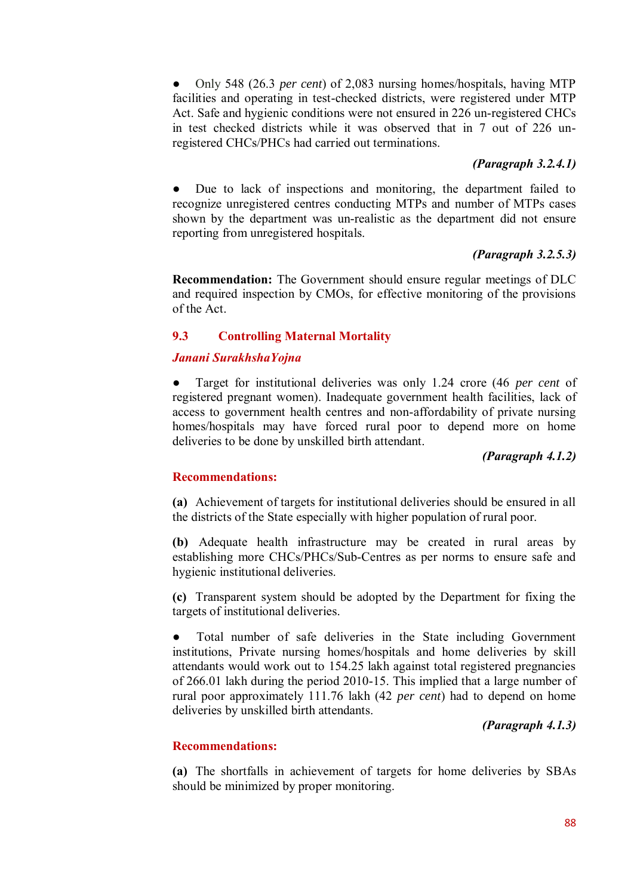- Only 548 (26.3 *per cent*) of 2,083 nursing homes/hospitals, having MTP facilities and operating in test-checked districts, were registered under MTP Act. Safe and hygienic conditions were not ensured in 226 un-registered CHCs in test checked districts while it was observed that in 7 out of 226 un-registered CHCs/PHCs had carried out terminations.

***(Paragraph 3.2.4.1)***

- Due to lack of inspections and monitoring, the department failed to recognize unregistered centres conducting MTPs and number of MTPs cases shown by the department was un-realistic as the department did not ensure reporting from unregistered hospitals.

***(Paragraph 3.2.5.3)***

**Recommendation:** The Government should ensure regular meetings of DLC and required inspection by CMOs, for effective monitoring of the provisions of the Act.

## 9.3 Controlling Maternal Mortality

***Janani SurakhshaYojna***

- Target for institutional deliveries was only 1.24 crore (46 *per cent* of registered pregnant women). Inadequate government health facilities, lack of access to government health centres and non-affordability of private nursing homes/hospitals may have forced rural poor to depend more on home deliveries to be done by unskilled birth attendant.

***(Paragraph 4.1.2)***

**Recommendations:**

**(a)** Achievement of targets for institutional deliveries should be ensured in all the districts of the State especially with higher population of rural poor.

**(b)** Adequate health infrastructure may be created in rural areas by establishing more CHCs/PHCs/Sub-Centres as per norms to ensure safe and hygienic institutional deliveries.

**(c)** Transparent system should be adopted by the Department for fixing the targets of institutional deliveries.

- Total number of safe deliveries in the State including Government institutions, Private nursing homes/hospitals and home deliveries by skill attendants would work out to 154.25 lakh against total registered pregnancies of 266.01 lakh during the period 2010-15. This implied that a large number of rural poor approximately 111.76 lakh (42 *per cent*) had to depend on home deliveries by unskilled birth attendants.

***(Paragraph 4.1.3)***

**Recommendations:**

**(a)** The shortfalls in achievement of targets for home deliveries by SBAs should be minimized by proper monitoring.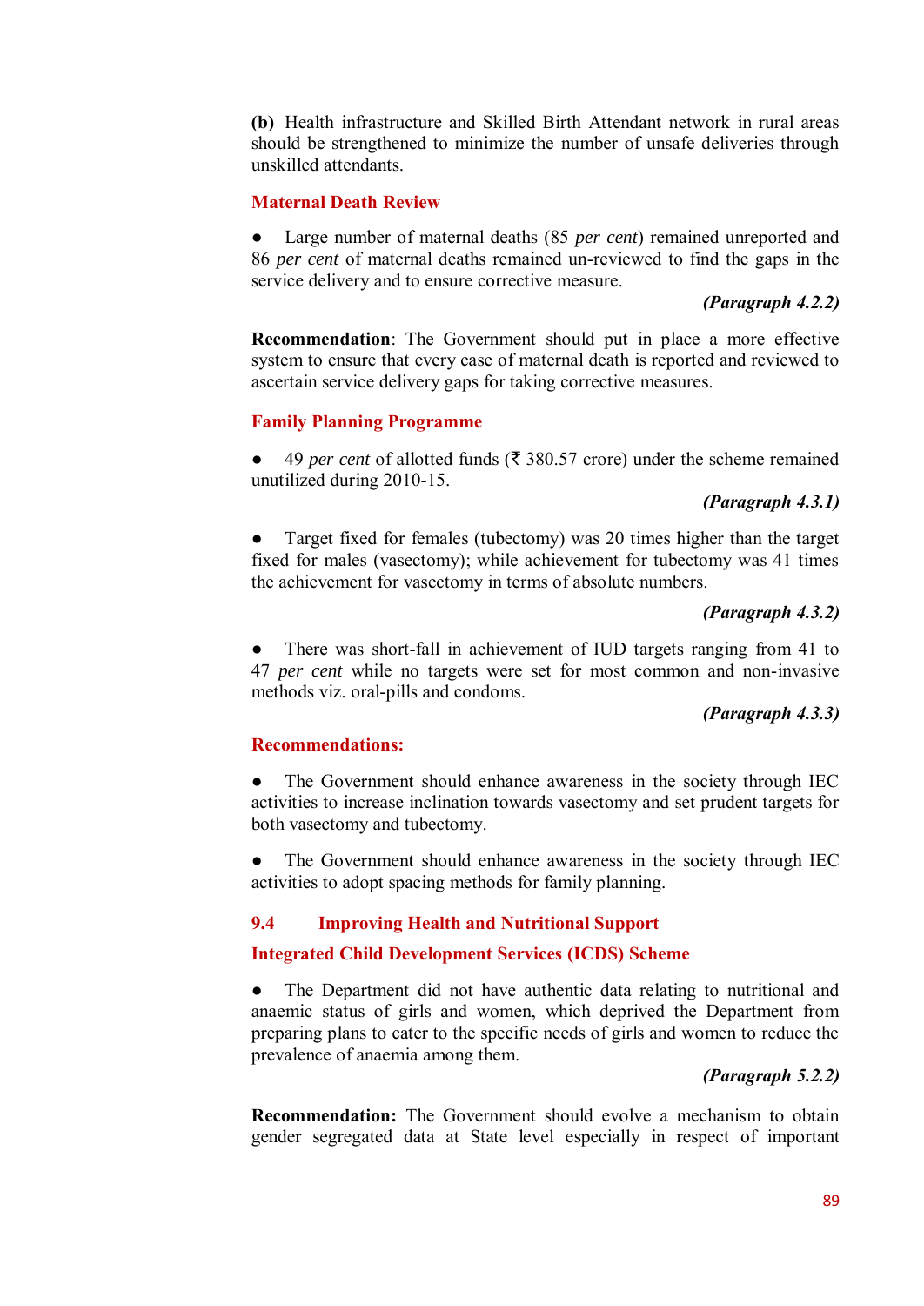**(b)** Health infrastructure and Skilled Birth Attendant network in rural areas should be strengthened to minimize the number of unsafe deliveries through unskilled attendants.

### Maternal Death Review

- Large number of maternal deaths (85 *per cent*) remained unreported and 86 *per cent* of maternal deaths remained un-reviewed to find the gaps in the service delivery and to ensure corrective measure.

***(Paragraph 4.2.2)***

**Recommendation**: The Government should put in place a more effective system to ensure that every case of maternal death is reported and reviewed to ascertain service delivery gaps for taking corrective measures.

### Family Planning Programme

- 49 *per cent* of allotted funds (₹ 380.57 crore) under the scheme remained unutilized during 2010-15.

***(Paragraph 4.3.1)***

- Target fixed for females (tubectomy) was 20 times higher than the target fixed for males (vasectomy); while achievement for tubectomy was 41 times the achievement for vasectomy in terms of absolute numbers.

***(Paragraph 4.3.2)***

- There was short-fall in achievement of IUD targets ranging from 41 to 47 *per cent* while no targets were set for most common and non-invasive methods viz. oral-pills and condoms.

***(Paragraph 4.3.3)***

### Recommendations:

- The Government should enhance awareness in the society through IEC activities to increase inclination towards vasectomy and set prudent targets for both vasectomy and tubectomy.
- The Government should enhance awareness in the society through IEC activities to adopt spacing methods for family planning.

## 9.4 Improving Health and Nutritional Support

### Integrated Child Development Services (ICDS) Scheme

- The Department did not have authentic data relating to nutritional and anaemic status of girls and women, which deprived the Department from preparing plans to cater to the specific needs of girls and women to reduce the prevalence of anaemia among them.

***(Paragraph 5.2.2)***

**Recommendation:** The Government should evolve a mechanism to obtain gender segregated data at State level especially in respect of important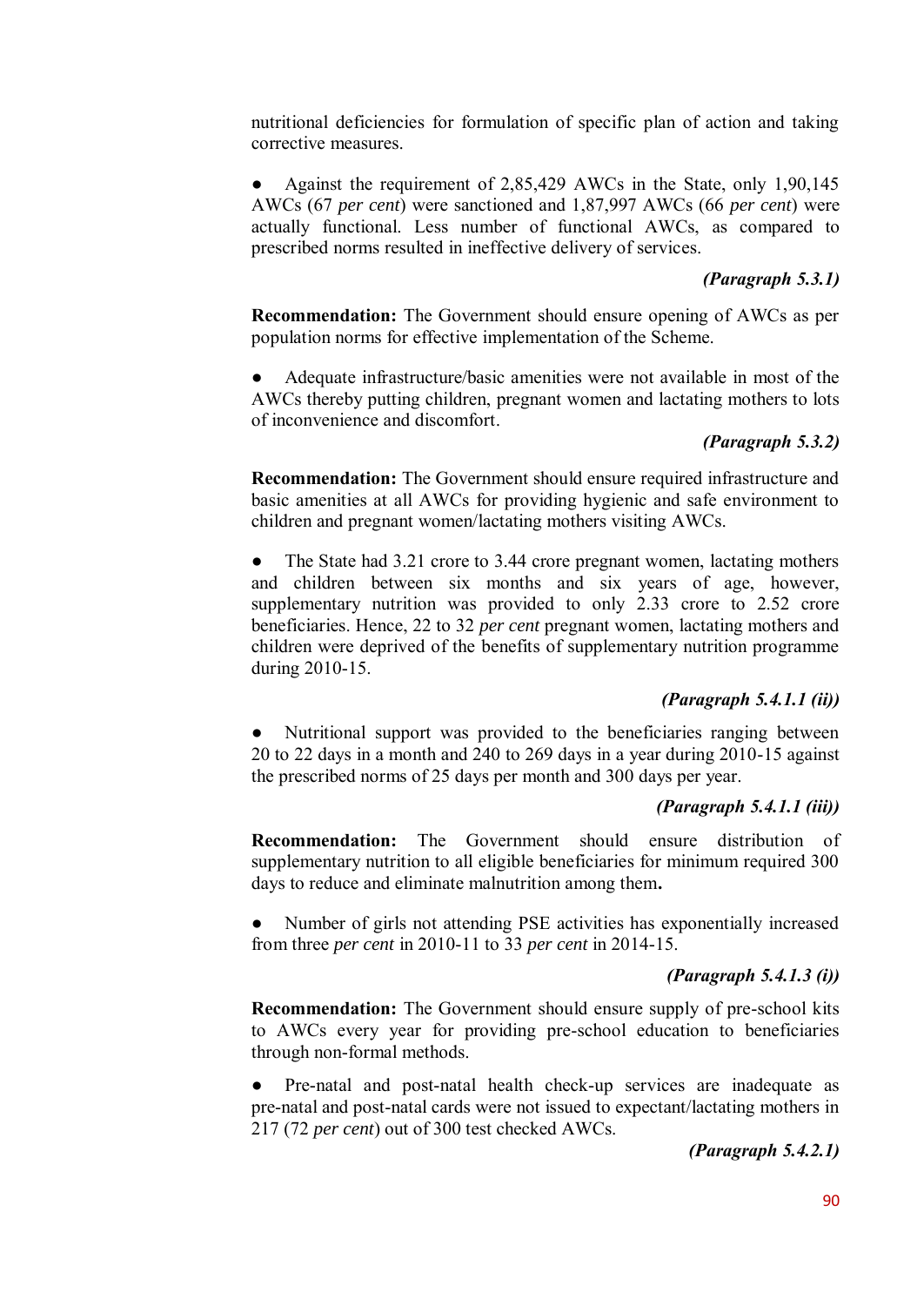nutritional deficiencies for formulation of specific plan of action and taking corrective measures.

- Against the requirement of 2,85,429 AWCs in the State, only 1,90,145 AWCs (67 *per cent*) were sanctioned and 1,87,997 AWCs (66 *per cent*) were actually functional. Less number of functional AWCs, as compared to prescribed norms resulted in ineffective delivery of services.

***(Paragraph 5.3.1)***

**Recommendation:** The Government should ensure opening of AWCs as per population norms for effective implementation of the Scheme.

- Adequate infrastructure/basic amenities were not available in most of the AWCs thereby putting children, pregnant women and lactating mothers to lots of inconvenience and discomfort.

***(Paragraph 5.3.2)***

**Recommendation:** The Government should ensure required infrastructure and basic amenities at all AWCs for providing hygienic and safe environment to children and pregnant women/lactating mothers visiting AWCs.

- The State had 3.21 crore to 3.44 crore pregnant women, lactating mothers and children between six months and six years of age, however, supplementary nutrition was provided to only 2.33 crore to 2.52 crore beneficiaries. Hence, 22 to 32 *per cent* pregnant women, lactating mothers and children were deprived of the benefits of supplementary nutrition programme during 2010-15.

***(Paragraph 5.4.1.1 (ii))***

- Nutritional support was provided to the beneficiaries ranging between 20 to 22 days in a month and 240 to 269 days in a year during 2010-15 against the prescribed norms of 25 days per month and 300 days per year.

***(Paragraph 5.4.1.1 (iii))***

**Recommendation:** The Government should ensure distribution of supplementary nutrition to all eligible beneficiaries for minimum required 300 days to reduce and eliminate malnutrition among them**.**

- Number of girls not attending PSE activities has exponentially increased from three *per cent* in 2010-11 to 33 *per cent* in 2014-15.

***(Paragraph 5.4.1.3 (i))***

**Recommendation:** The Government should ensure supply of pre-school kits to AWCs every year for providing pre-school education to beneficiaries through non-formal methods.

- Pre-natal and post-natal health check-up services are inadequate as pre-natal and post-natal cards were not issued to expectant/lactating mothers in 217 (72 *per cent*) out of 300 test checked AWCs.

***(Paragraph 5.4.2.1)***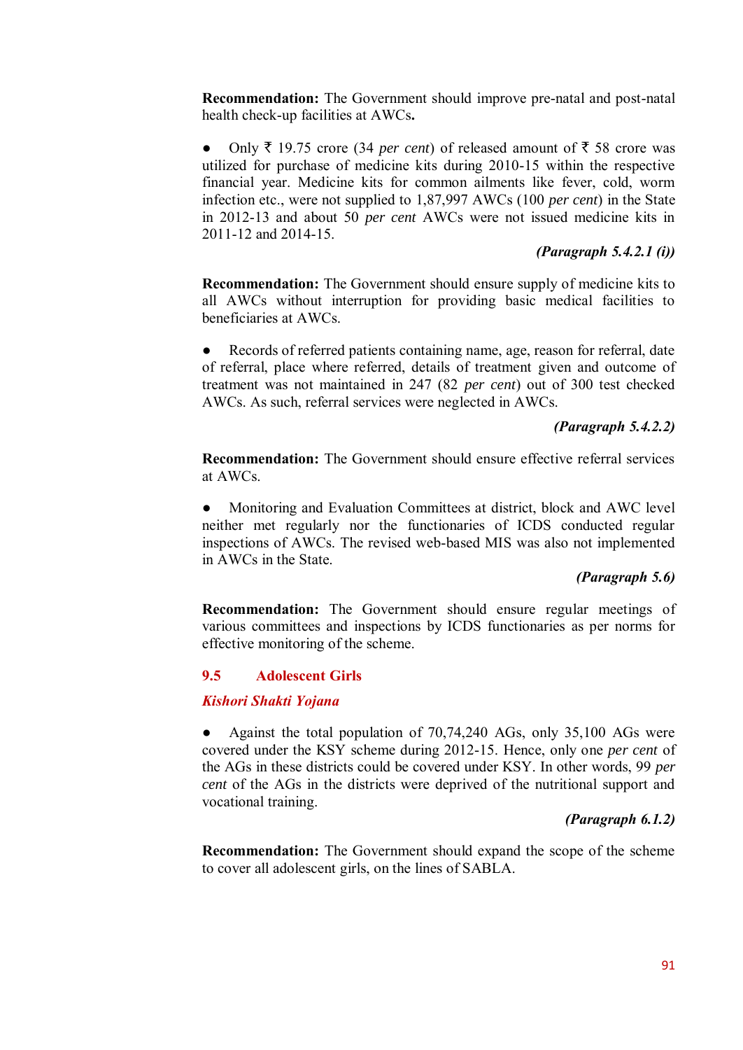**Recommendation:** The Government should improve pre-natal and post-natal health check-up facilities at AWCs**.**

- Only ₹ 19.75 crore (34 *per cent*) of released amount of ₹ 58 crore was utilized for purchase of medicine kits during 2010-15 within the respective financial year. Medicine kits for common ailments like fever, cold, worm infection etc., were not supplied to 1,87,997 AWCs (100 *per cent*) in the State in 2012-13 and about 50 *per cent* AWCs were not issued medicine kits in 2011-12 and 2014-15.

***(Paragraph 5.4.2.1 (i))***

**Recommendation:** The Government should ensure supply of medicine kits to all AWCs without interruption for providing basic medical facilities to beneficiaries at AWCs.

- Records of referred patients containing name, age, reason for referral, date of referral, place where referred, details of treatment given and outcome of treatment was not maintained in 247 (82 *per cent*) out of 300 test checked AWCs. As such, referral services were neglected in AWCs.

***(Paragraph 5.4.2.2)***

**Recommendation:** The Government should ensure effective referral services at AWCs.

- Monitoring and Evaluation Committees at district, block and AWC level neither met regularly nor the functionaries of ICDS conducted regular inspections of AWCs. The revised web-based MIS was also not implemented in AWCs in the State.

***(Paragraph 5.6)***

**Recommendation:** The Government should ensure regular meetings of various committees and inspections by ICDS functionaries as per norms for effective monitoring of the scheme.

## 9.5 Adolescent Girls

### *Kishori Shakti Yojana*

- Against the total population of 70,74,240 AGs, only 35,100 AGs were covered under the KSY scheme during 2012-15. Hence, only one *per cent* of the AGs in these districts could be covered under KSY. In other words, 99 *per cent* of the AGs in the districts were deprived of the nutritional support and vocational training.

***(Paragraph 6.1.2)***

**Recommendation:** The Government should expand the scope of the scheme to cover all adolescent girls, on the lines of SABLA.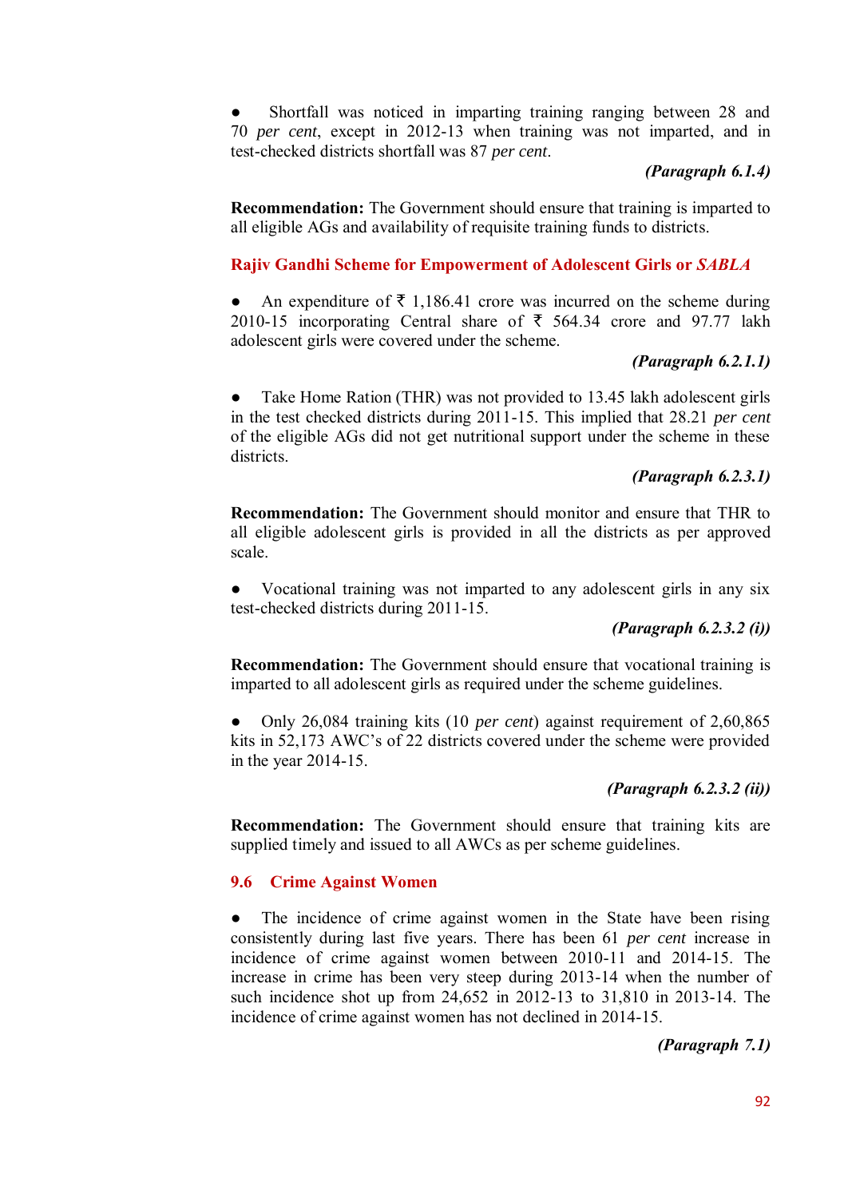- Shortfall was noticed in imparting training ranging between 28 and 70 *per cent*, except in 2012-13 when training was not imparted, and in test-checked districts shortfall was 87 *per cent*.

***(Paragraph 6.1.4)***

**Recommendation:** The Government should ensure that training is imparted to all eligible AGs and availability of requisite training funds to districts.

### Rajiv Gandhi Scheme for Empowerment of Adolescent Girls or *SABLA*

- An expenditure of ₹ 1,186.41 crore was incurred on the scheme during 2010-15 incorporating Central share of ₹ 564.34 crore and 97.77 lakh adolescent girls were covered under the scheme.

***(Paragraph 6.2.1.1)***

- Take Home Ration (THR) was not provided to 13.45 lakh adolescent girls in the test checked districts during 2011-15. This implied that 28.21 *per cent* of the eligible AGs did not get nutritional support under the scheme in these districts.

***(Paragraph 6.2.3.1)***

**Recommendation:** The Government should monitor and ensure that THR to all eligible adolescent girls is provided in all the districts as per approved scale.

- Vocational training was not imparted to any adolescent girls in any six test-checked districts during 2011-15.

***(Paragraph 6.2.3.2 (i))***

**Recommendation:** The Government should ensure that vocational training is imparted to all adolescent girls as required under the scheme guidelines.

- Only 26,084 training kits (10 *per cent*) against requirement of 2,60,865 kits in 52,173 AWC's of 22 districts covered under the scheme were provided in the year 2014-15.

***(Paragraph 6.2.3.2 (ii))***

**Recommendation:** The Government should ensure that training kits are supplied timely and issued to all AWCs as per scheme guidelines.

## 9.6 Crime Against Women

- The incidence of crime against women in the State have been rising consistently during last five years. There has been 61 *per cent* increase in incidence of crime against women between 2010-11 and 2014-15. The increase in crime has been very steep during 2013-14 when the number of such incidence shot up from 24,652 in 2012-13 to 31,810 in 2013-14. The incidence of crime against women has not declined in 2014-15.

***(Paragraph 7.1)***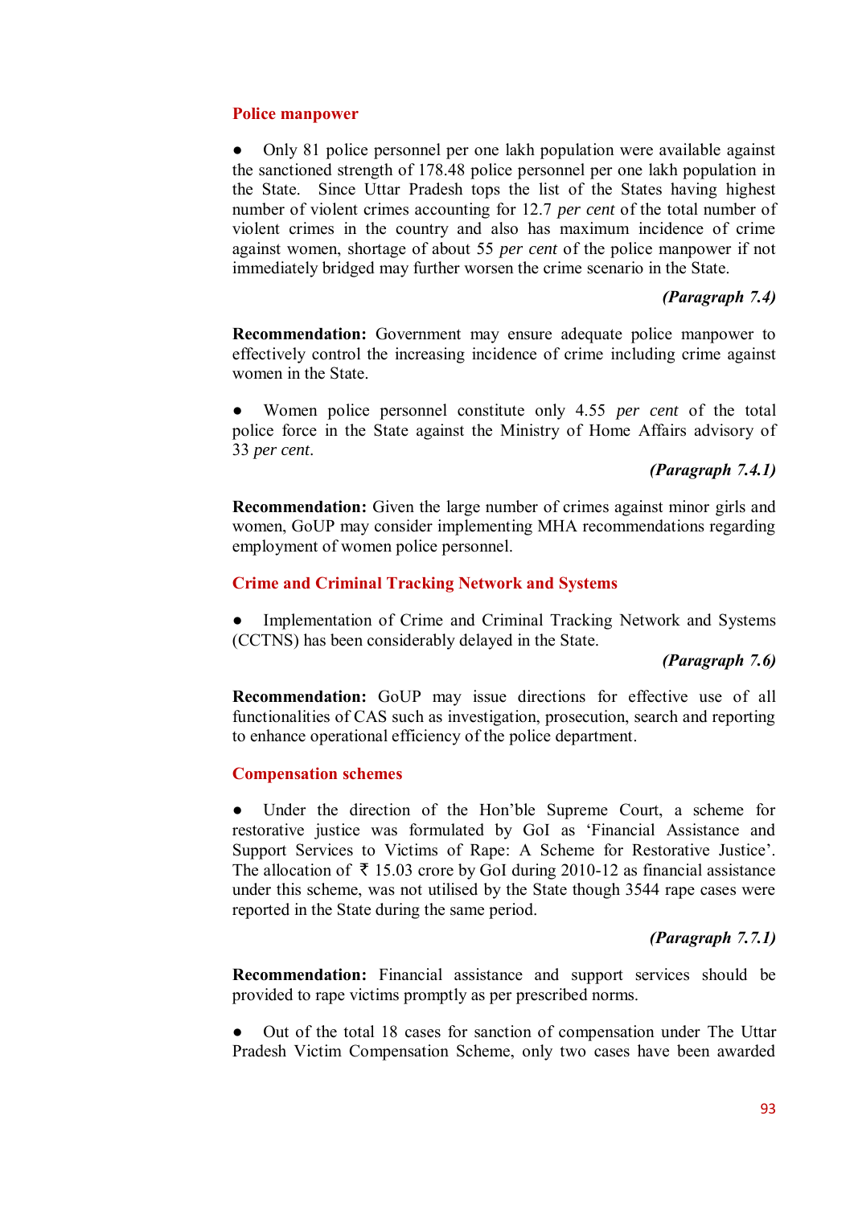### Police manpower

- Only 81 police personnel per one lakh population were available against the sanctioned strength of 178.48 police personnel per one lakh population in the State. Since Uttar Pradesh tops the list of the States having highest number of violent crimes accounting for 12.7 *per cent* of the total number of violent crimes in the country and also has maximum incidence of crime against women, shortage of about 55 *per cent* of the police manpower if not immediately bridged may further worsen the crime scenario in the State.

***(Paragraph 7.4)***

**Recommendation:** Government may ensure adequate police manpower to effectively control the increasing incidence of crime including crime against women in the State.

- Women police personnel constitute only 4.55 *per cent* of the total police force in the State against the Ministry of Home Affairs advisory of 33 *per cent*.

***(Paragraph 7.4.1)***

**Recommendation:** Given the large number of crimes against minor girls and women, GoUP may consider implementing MHA recommendations regarding employment of women police personnel.

### Crime and Criminal Tracking Network and Systems

- Implementation of Crime and Criminal Tracking Network and Systems (CCTNS) has been considerably delayed in the State.

***(Paragraph 7.6)***

**Recommendation:** GoUP may issue directions for effective use of all functionalities of CAS such as investigation, prosecution, search and reporting to enhance operational efficiency of the police department.

### Compensation schemes

- Under the direction of the Hon'ble Supreme Court, a scheme for restorative justice was formulated by GoI as 'Financial Assistance and Support Services to Victims of Rape: A Scheme for Restorative Justice'. The allocation of ₹ 15.03 crore by GoI during 2010-12 as financial assistance under this scheme, was not utilised by the State though 3544 rape cases were reported in the State during the same period.

***(Paragraph 7.7.1)***

**Recommendation:** Financial assistance and support services should be provided to rape victims promptly as per prescribed norms.

- Out of the total 18 cases for sanction of compensation under The Uttar Pradesh Victim Compensation Scheme, only two cases have been awarded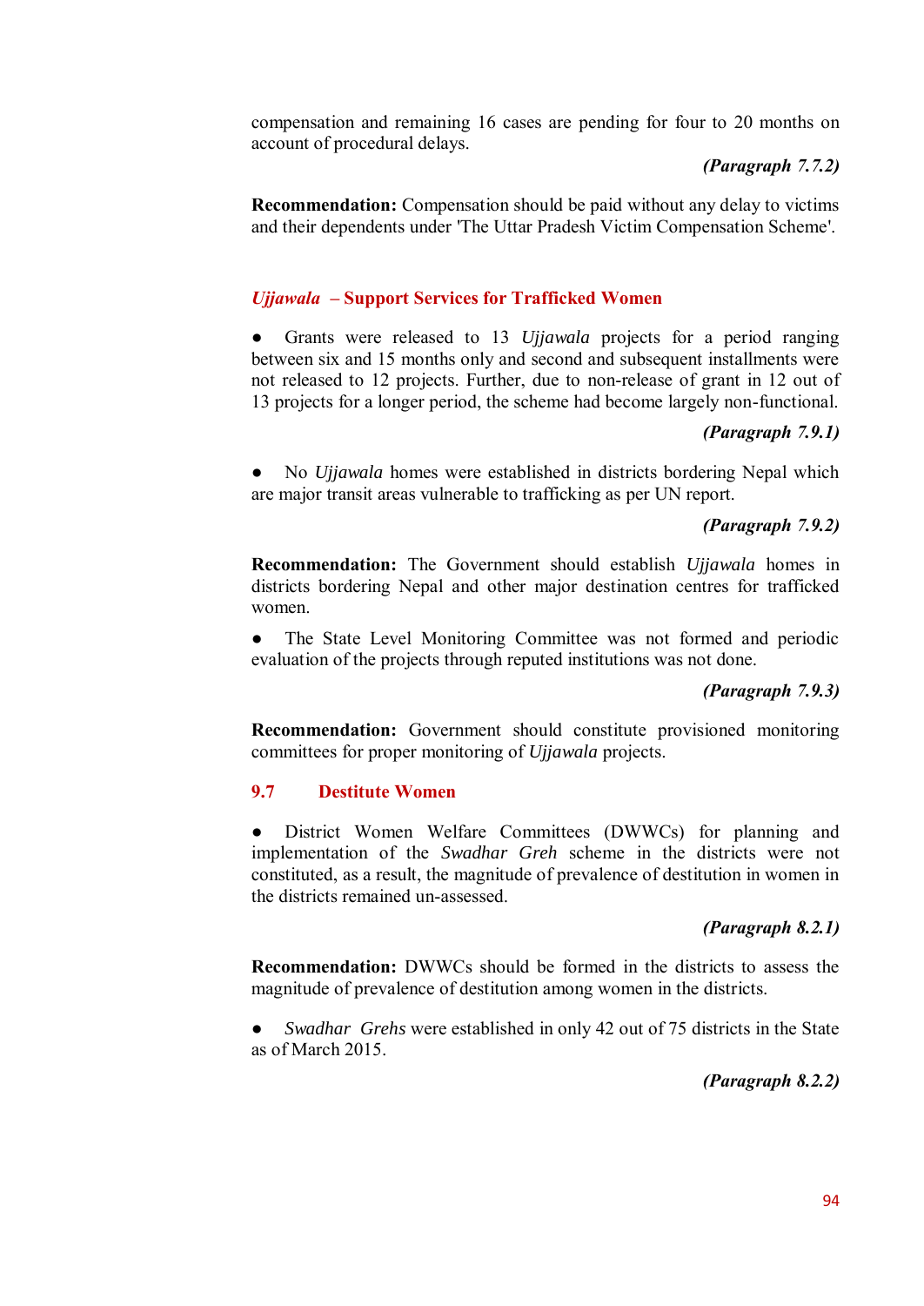compensation and remaining 16 cases are pending for four to 20 months on account of procedural delays.

***(Paragraph 7.7.2)***

**Recommendation:** Compensation should be paid without any delay to victims and their dependents under 'The Uttar Pradesh Victim Compensation Scheme'.

### *Ujjawala* – Support Services for Trafficked Women

- Grants were released to 13 *Ujjawala* projects for a period ranging between six and 15 months only and second and subsequent installments were not released to 12 projects. Further, due to non-release of grant in 12 out of 13 projects for a longer period, the scheme had become largely non-functional.

***(Paragraph 7.9.1)***

- No *Ujjawala* homes were established in districts bordering Nepal which are major transit areas vulnerable to trafficking as per UN report.

***(Paragraph 7.9.2)***

**Recommendation:** The Government should establish *Ujjawala* homes in districts bordering Nepal and other major destination centres for trafficked women.

- The State Level Monitoring Committee was not formed and periodic evaluation of the projects through reputed institutions was not done.

***(Paragraph 7.9.3)***

**Recommendation:** Government should constitute provisioned monitoring committees for proper monitoring of *Ujjawala* projects.

## 9.7 Destitute Women

- District Women Welfare Committees (DWWCs) for planning and implementation of the *Swadhar Greh* scheme in the districts were not constituted, as a result, the magnitude of prevalence of destitution in women in the districts remained un-assessed.

***(Paragraph 8.2.1)***

**Recommendation:** DWWCs should be formed in the districts to assess the magnitude of prevalence of destitution among women in the districts.

- *Swadhar Grehs* were established in only 42 out of 75 districts in the State as of March 2015.

***(Paragraph 8.2.2)***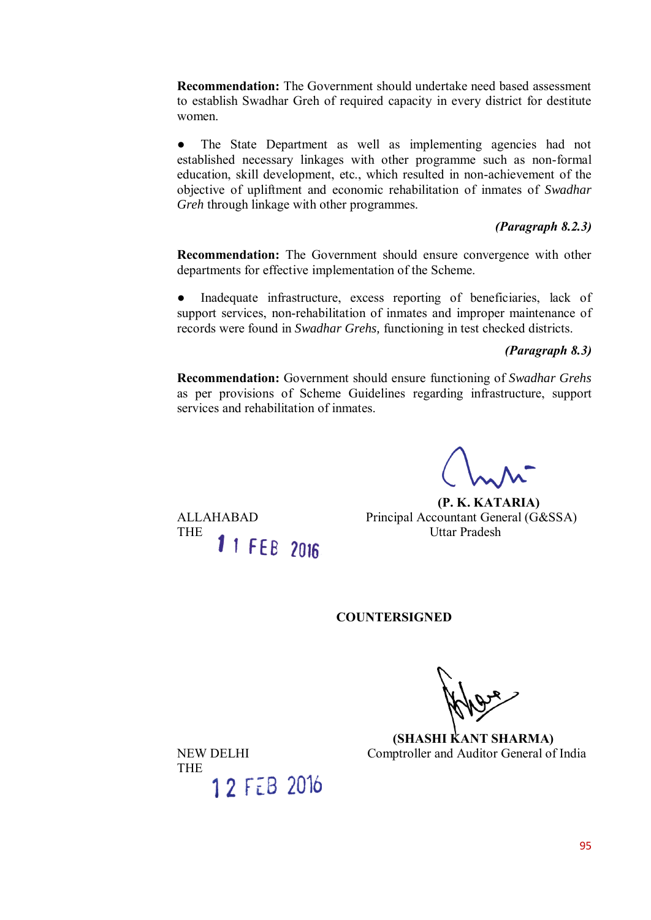**Recommendation:** The Government should undertake need based assessment to establish Swadhar Greh of required capacity in every district for destitute women.

- The State Department as well as implementing agencies had not established necessary linkages with other programme such as non-formal education, skill development, etc., which resulted in non-achievement of the objective of upliftment and economic rehabilitation of inmates of *Swadhar Greh* through linkage with other programmes.

***(Paragraph 8.2.3)***

**Recommendation:** The Government should ensure convergence with other departments for effective implementation of the Scheme.

- Inadequate infrastructure, excess reporting of beneficiaries, lack of support services, non-rehabilitation of inmates and improper maintenance of records were found in *Swadhar Grehs,* functioning in test checked districts.

***(Paragraph 8.3)***

**Recommendation:** Government should ensure functioning of *Swadhar Grehs* as per provisions of Scheme Guidelines regarding infrastructure, support services and rehabilitation of inmates.

**(P. K. KATARIA)**
Principal Accountant General (G&SSA)
Uttar Pradesh

ALLAHABAD
THE 11 FEB 2016

**COUNTERSIGNED**

**(SHASHI KANT SHARMA)**
Comptroller and Auditor General of India

NEW DELHI
THE 12 FEB 2016